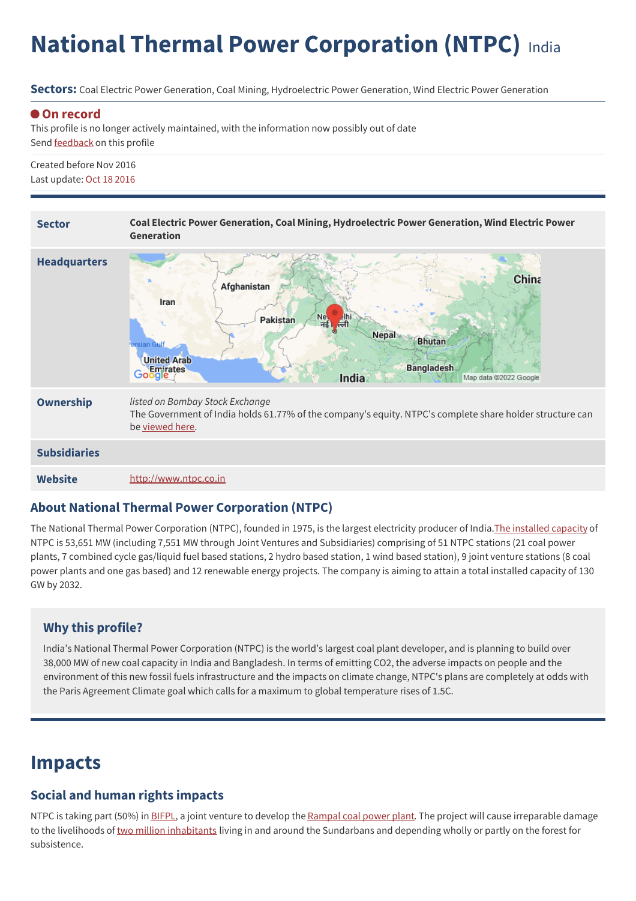# National Thermal Power Corporation (NTPC) India

**Sectors:** Coal Electric Power Generation, Coal Mining, Hydroelectric Power Generation, Wind Electric Power Generation

**On record**

This profile is no longer actively maintained, with the information now possibly out of date

Send feedback on this profile

Created before Nov 2016

Last update: Oct 18 2016

| | |
|---|---|
| **Sector** | **Coal Electric Power Generation, Coal Mining, Hydroelectric Power Generation, Wind Electric Power Generation** |
| **Headquarters** | |
| **Ownership** | *listed on Bombay Stock Exchange*<br>The Government of India holds 61.77% of the company's equity. NTPC's complete share holder structure can be viewed here. |
| **Subsidiaries** | |
| **Website** | http://www.ntpc.co.in |

## About National Thermal Power Corporation (NTPC)

The National Thermal Power Corporation (NTPC), founded in 1975, is the largest electricity producer of India.The installed capacity of NTPC is 53,651 MW (including 7,551 MW through Joint Ventures and Subsidiaries) comprising of 51 NTPC stations (21 coal power plants, 7 combined cycle gas/liquid fuel based stations, 2 hydro based station, 1 wind based station), 9 joint venture stations (8 coal power plants and one gas based) and 12 renewable energy projects. The company is aiming to attain a total installed capacity of 130 GW by 2032.

### Why this profile?

India's National Thermal Power Corporation (NTPC) is the world's largest coal plant developer, and is planning to build over 38,000 MW of new coal capacity in India and Bangladesh. In terms of emitting CO2, the adverse impacts on people and the environment of this new fossil fuels infrastructure and the impacts on climate change, NTPC's plans are completely at odds with the Paris Agreement Climate goal which calls for a maximum to global temperature rises of 1.5C.

# Impacts

## Social and human rights impacts

NTPC is taking part (50%) in BIFPL, a joint venture to develop the Rampal coal power plant. The project will cause irreparable damage to the livelihoods of two million inhabitants living in and around the Sundarbans and depending wholly or partly on the forest for subsistence.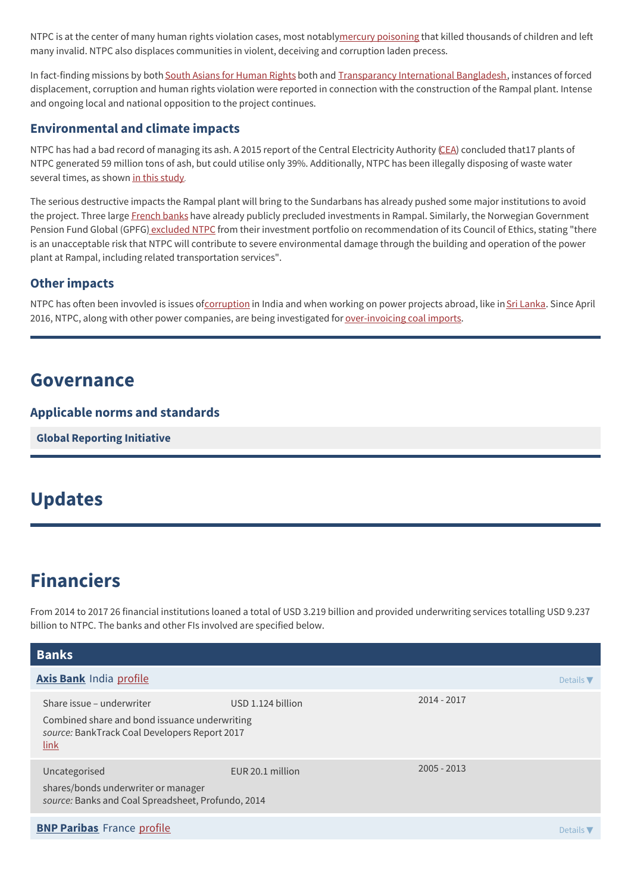NTPC is at the center of many human rights violation cases, most notablymercury poisoning that killed thousands of children and left many invalid. NTPC also displaces communities in violent, deceiving and corruption laden precess.

In fact-finding missions by both South Asians for Human Rights both and Transparancy International Bangladesh, instances of forced displacement, corruption and human rights violation were reported in connection with the construction of the Rampal plant. Intense and ongoing local and national opposition to the project continues.

### Environmental and climate impacts

NTPC has had a bad record of managing its ash. A 2015 report of the Central Electricity Authority (CEA) concluded that17 plants of NTPC generated 59 million tons of ash, but could utilise only 39%. Additionally, NTPC has been illegally disposing of waste water several times, as shown in this study.

The serious destructive impacts the Rampal plant will bring to the Sundarbans has already pushed some major institutions to avoid the project. Three large French banks have already publicly precluded investments in Rampal. Similarly, the Norwegian Government Pension Fund Global (GPFG) excluded NTPC from their investment portfolio on recommendation of its Council of Ethics, stating "there is an unacceptable risk that NTPC will contribute to severe environmental damage through the building and operation of the power plant at Rampal, including related transportation services".

### Other impacts

NTPC has often been invovled is issues ofcorruption in India and when working on power projects abroad, like in Sri Lanka. Since April 2016, NTPC, along with other power companies, are being investigated for over-invoicing coal imports.

## Governance

### Applicable norms and standards

**Global Reporting Initiative**

## Updates

## Financiers

From 2014 to 2017 26 financial institutions loaned a total of USD 3.219 billion and provided underwriting services totalling USD 9.237 billion to NTPC. The banks and other FIs involved are specified below.

### Banks

**Axis Bank** India profile — Details ▼

| | | |
|---|---|---|
| Share issue – underwriter<br>Combined share and bond issuance underwriting<br>*source:* BankTrack Coal Developers Report 2017<br>link | USD 1.124 billion | 2014 - 2017 |
| Uncategorised<br>shares/bonds underwriter or manager<br>*source:* Banks and Coal Spreadsheet, Profundo, 2014 | EUR 20.1 million | 2005 - 2013 |

**BNP Paribas** France profile — Details ▼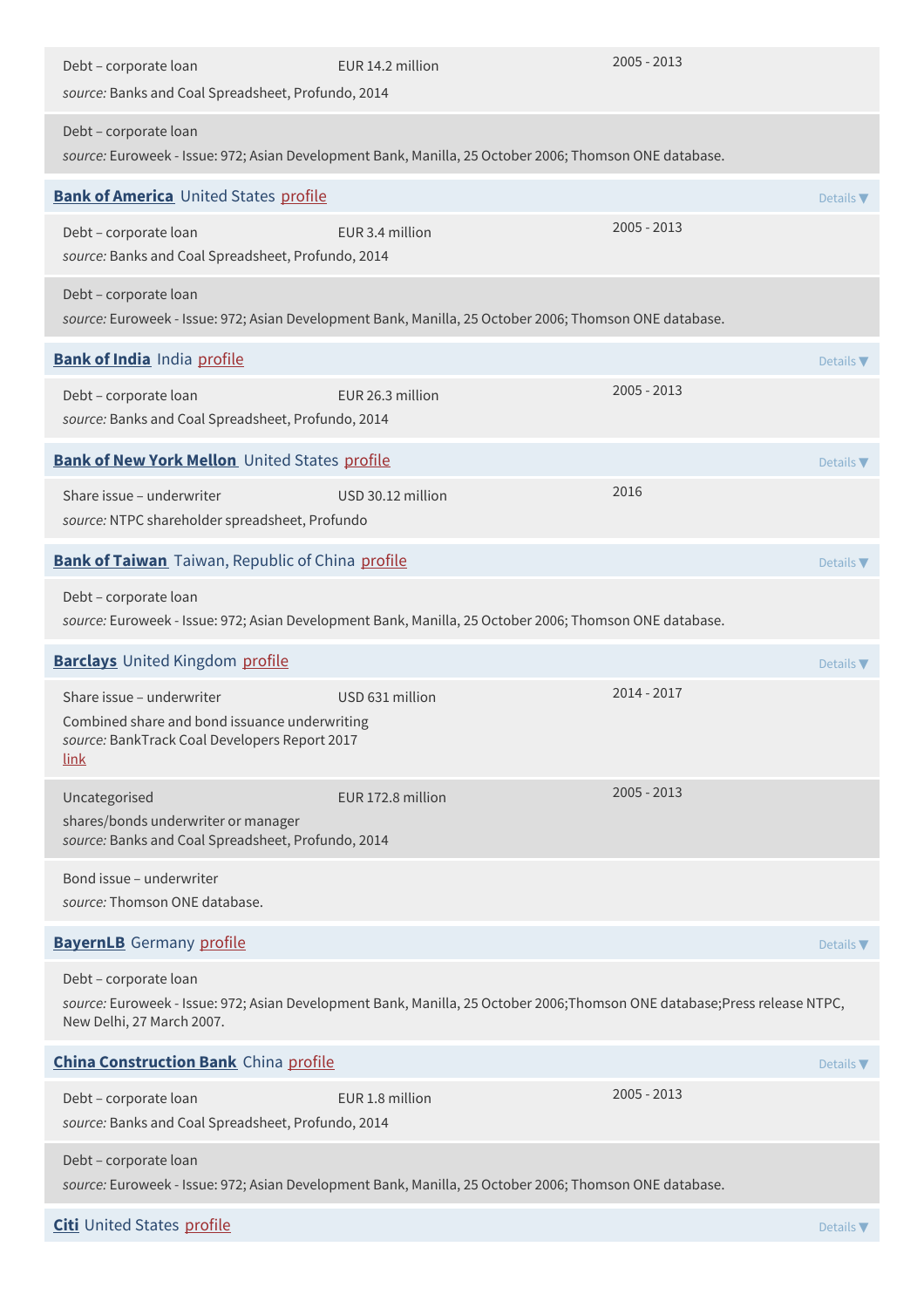Debt – corporate loan EUR 14.2 million 2005 - 2013

*source:* Banks and Coal Spreadsheet, Profundo, 2014

Debt – corporate loan

*source:* Euroweek - Issue: 972; Asian Development Bank, Manilla, 25 October 2006; Thomson ONE database.

**Bank of America** United States profile

Details ▼

Debt – corporate loan EUR 3.4 million 2005 - 2013

*source:* Banks and Coal Spreadsheet, Profundo, 2014

Debt – corporate loan

*source:* Euroweek - Issue: 972; Asian Development Bank, Manilla, 25 October 2006; Thomson ONE database.

**Bank of India** India profile

Details ▼

Debt – corporate loan EUR 26.3 million 2005 - 2013

*source:* Banks and Coal Spreadsheet, Profundo, 2014

**Bank of New York Mellon** United States profile

Details ▼

Share issue – underwriter USD 30.12 million 2016

*source:* NTPC shareholder spreadsheet, Profundo

**Bank of Taiwan** Taiwan, Republic of China profile

Details ▼

Debt – corporate loan

*source:* Euroweek - Issue: 972; Asian Development Bank, Manilla, 25 October 2006; Thomson ONE database.

**Barclays** United Kingdom profile

Details ▼

Share issue – underwriter USD 631 million 2014 - 2017

Combined share and bond issuance underwriting

*source:* BankTrack Coal Developers Report 2017

link

Uncategorised EUR 172.8 million 2005 - 2013

shares/bonds underwriter or manager

*source:* Banks and Coal Spreadsheet, Profundo, 2014

Bond issue – underwriter

*source:* Thomson ONE database.

**BayernLB** Germany profile

Details ▼

Debt – corporate loan

*source:* Euroweek - Issue: 972; Asian Development Bank, Manilla, 25 October 2006;Thomson ONE database;Press release NTPC, New Delhi, 27 March 2007.

**China Construction Bank** China profile

Details ▼

Debt – corporate loan EUR 1.8 million 2005 - 2013

*source:* Banks and Coal Spreadsheet, Profundo, 2014

Debt – corporate loan

*source:* Euroweek - Issue: 972; Asian Development Bank, Manilla, 25 October 2006; Thomson ONE database.

**Citi** United States profile

Details ▼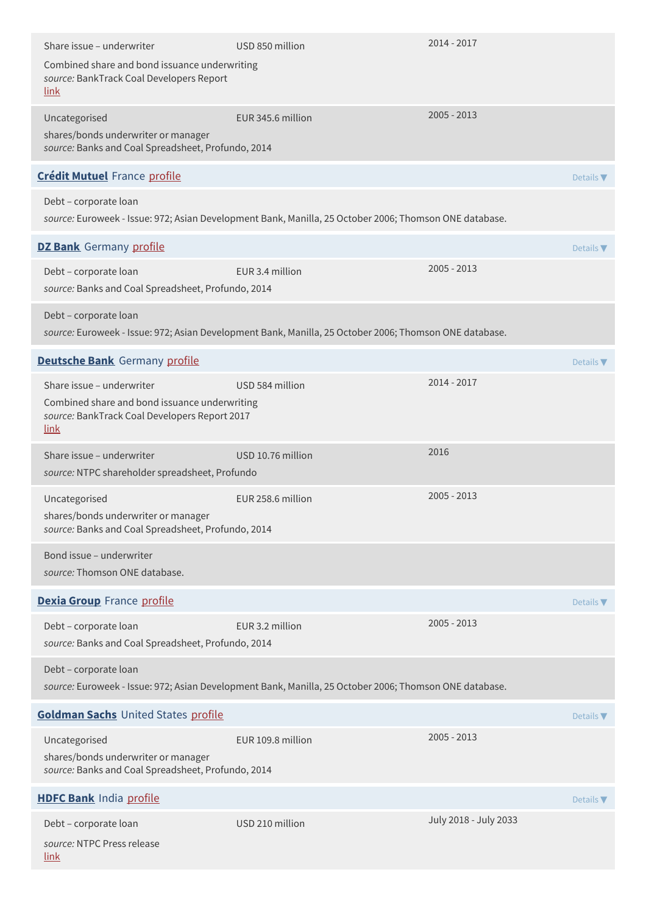Share issue – underwriter | USD 850 million | 2014 - 2017

Combined share and bond issuance underwriting
*source:* BankTrack Coal Developers Report
link

Uncategorised | EUR 345.6 million | 2005 - 2013

shares/bonds underwriter or manager
*source:* Banks and Coal Spreadsheet, Profundo, 2014

## **Crédit Mutuel** France profile

Details ▼

Debt – corporate loan

*source:* Euroweek - Issue: 972; Asian Development Bank, Manilla, 25 October 2006; Thomson ONE database.

## **DZ Bank** Germany profile

Details ▼

Debt – corporate loan | EUR 3.4 million | 2005 - 2013

*source:* Banks and Coal Spreadsheet, Profundo, 2014

Debt – corporate loan

*source:* Euroweek - Issue: 972; Asian Development Bank, Manilla, 25 October 2006; Thomson ONE database.

## **Deutsche Bank** Germany profile

Details ▼

Share issue – underwriter | USD 584 million | 2014 - 2017

Combined share and bond issuance underwriting
*source:* BankTrack Coal Developers Report 2017
link

Share issue – underwriter | USD 10.76 million | 2016

*source:* NTPC shareholder spreadsheet, Profundo

Uncategorised | EUR 258.6 million | 2005 - 2013

shares/bonds underwriter or manager
*source:* Banks and Coal Spreadsheet, Profundo, 2014

Bond issue – underwriter

*source:* Thomson ONE database.

## **Dexia Group** France profile

Details ▼

Debt – corporate loan | EUR 3.2 million | 2005 - 2013

*source:* Banks and Coal Spreadsheet, Profundo, 2014

Debt – corporate loan

*source:* Euroweek - Issue: 972; Asian Development Bank, Manilla, 25 October 2006; Thomson ONE database.

## **Goldman Sachs** United States profile

Details ▼

Uncategorised | EUR 109.8 million | 2005 - 2013

shares/bonds underwriter or manager
*source:* Banks and Coal Spreadsheet, Profundo, 2014

## **HDFC Bank** India profile

Details ▼

Debt – corporate loan | USD 210 million | July 2018 - July 2033

*source:* NTPC Press release
link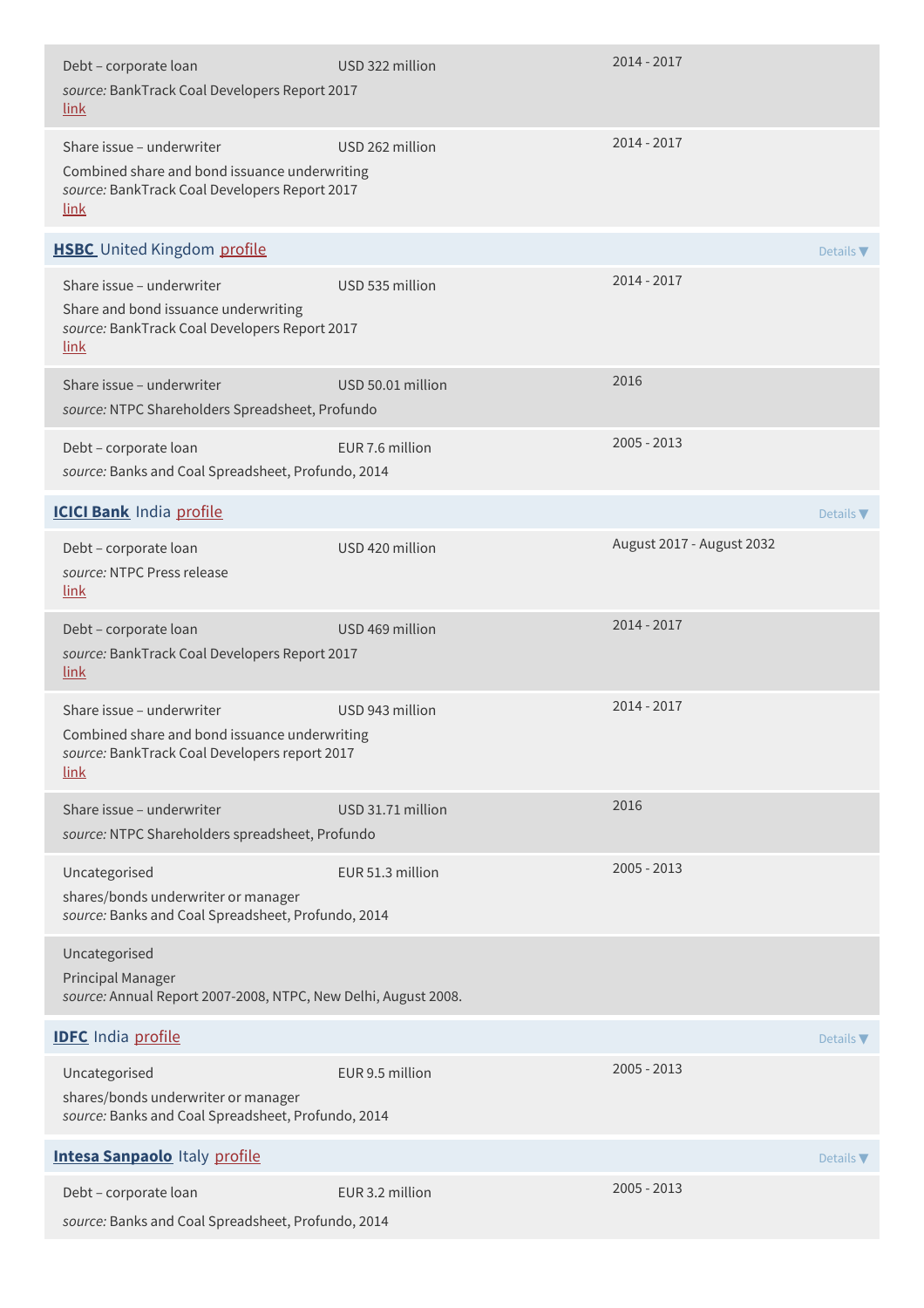Debt – corporate loan | USD 322 million | 2014 - 2017

*source:* BankTrack Coal Developers Report 2017
link

Share issue – underwriter | USD 262 million | 2014 - 2017

Combined share and bond issuance underwriting
*source:* BankTrack Coal Developers Report 2017
link

## **HSBC** United Kingdom profile

Details ▼

Share issue – underwriter | USD 535 million | 2014 - 2017

Share and bond issuance underwriting
*source:* BankTrack Coal Developers Report 2017
link

Share issue – underwriter | USD 50.01 million | 2016

*source:* NTPC Shareholders Spreadsheet, Profundo

Debt – corporate loan | EUR 7.6 million | 2005 - 2013

*source:* Banks and Coal Spreadsheet, Profundo, 2014

## **ICICI Bank** India profile

Details ▼

Debt – corporate loan | USD 420 million | August 2017 - August 2032

*source:* NTPC Press release
link

Debt – corporate loan | USD 469 million | 2014 - 2017

*source:* BankTrack Coal Developers Report 2017
link

Share issue – underwriter | USD 943 million | 2014 - 2017

Combined share and bond issuance underwriting
*source:* BankTrack Coal Developers report 2017
link

Share issue – underwriter | USD 31.71 million | 2016

*source:* NTPC Shareholders spreadsheet, Profundo

Uncategorised | EUR 51.3 million | 2005 - 2013

shares/bonds underwriter or manager
*source:* Banks and Coal Spreadsheet, Profundo, 2014

Uncategorised

Principal Manager
*source:* Annual Report 2007-2008, NTPC, New Delhi, August 2008.

## **IDFC** India profile

Details ▼

Uncategorised | EUR 9.5 million | 2005 - 2013

shares/bonds underwriter or manager
*source:* Banks and Coal Spreadsheet, Profundo, 2014

## **Intesa Sanpaolo** Italy profile

Details ▼

Debt – corporate loan | EUR 3.2 million | 2005 - 2013

*source:* Banks and Coal Spreadsheet, Profundo, 2014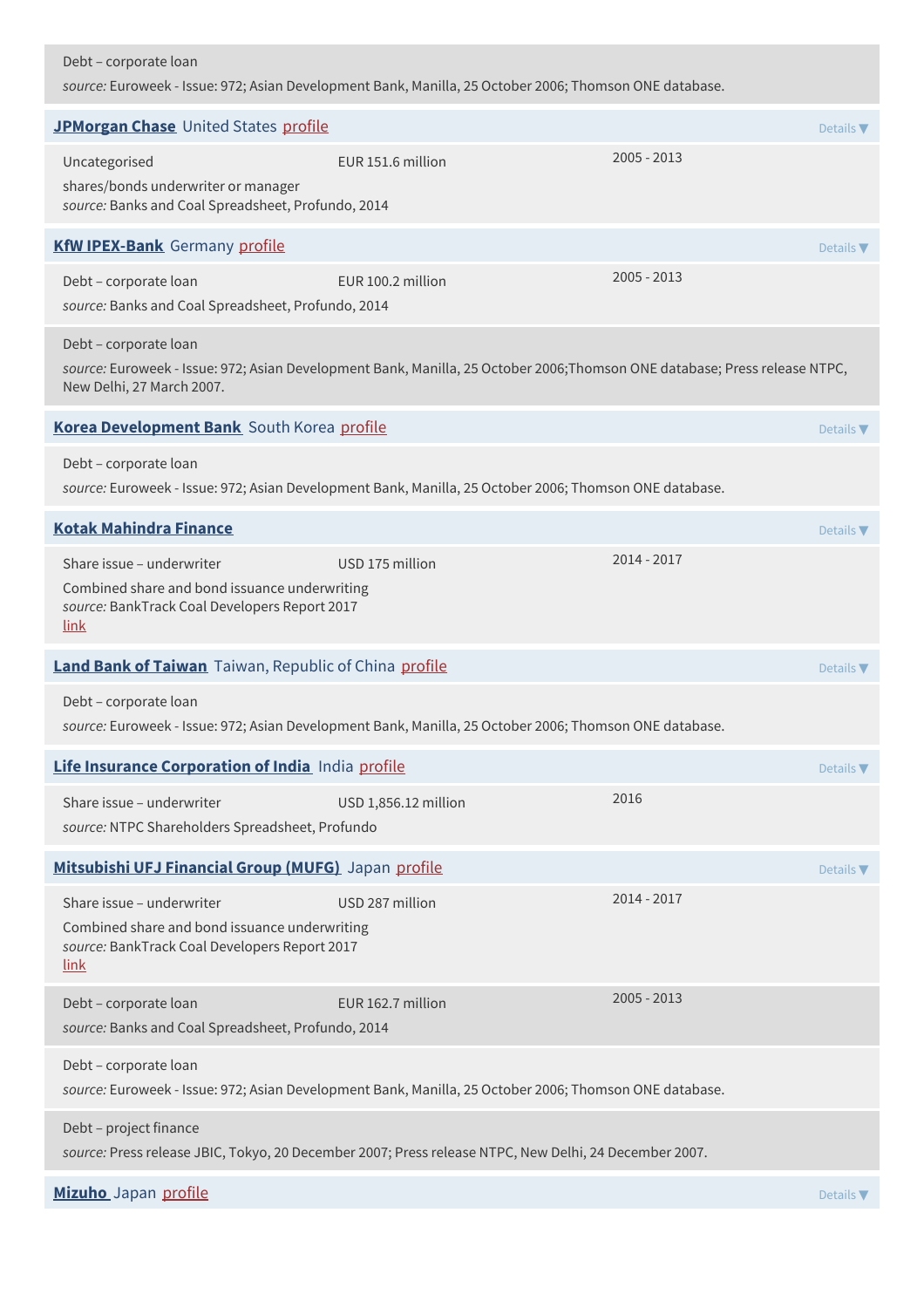Debt – corporate loan

*source:* Euroweek - Issue: 972; Asian Development Bank, Manilla, 25 October 2006; Thomson ONE database.

**JPMorgan Chase** United States profile

Details ▼

Uncategorised — EUR 151.6 million — 2005 - 2013

shares/bonds underwriter or manager

*source:* Banks and Coal Spreadsheet, Profundo, 2014

**KfW IPEX-Bank** Germany profile

Details ▼

Debt – corporate loan — EUR 100.2 million — 2005 - 2013

*source:* Banks and Coal Spreadsheet, Profundo, 2014

Debt – corporate loan

*source:* Euroweek - Issue: 972; Asian Development Bank, Manilla, 25 October 2006;Thomson ONE database; Press release NTPC, New Delhi, 27 March 2007.

**Korea Development Bank** South Korea profile

Details ▼

Debt – corporate loan

*source:* Euroweek - Issue: 972; Asian Development Bank, Manilla, 25 October 2006; Thomson ONE database.

**Kotak Mahindra Finance**

Details ▼

Share issue – underwriter — USD 175 million — 2014 - 2017

Combined share and bond issuance underwriting

*source:* BankTrack Coal Developers Report 2017

link

**Land Bank of Taiwan** Taiwan, Republic of China profile

Details ▼

Debt – corporate loan

*source:* Euroweek - Issue: 972; Asian Development Bank, Manilla, 25 October 2006; Thomson ONE database.

**Life Insurance Corporation of India** India profile

Details ▼

Share issue – underwriter — USD 1,856.12 million — 2016

*source:* NTPC Shareholders Spreadsheet, Profundo

**Mitsubishi UFJ Financial Group (MUFG)** Japan profile

Details ▼

Share issue – underwriter — USD 287 million — 2014 - 2017

Combined share and bond issuance underwriting

*source:* BankTrack Coal Developers Report 2017

link

Debt – corporate loan — EUR 162.7 million — 2005 - 2013

*source:* Banks and Coal Spreadsheet, Profundo, 2014

Debt – corporate loan

*source:* Euroweek - Issue: 972; Asian Development Bank, Manilla, 25 October 2006; Thomson ONE database.

Debt – project finance

*source:* Press release JBIC, Tokyo, 20 December 2007; Press release NTPC, New Delhi, 24 December 2007.

**Mizuho** Japan profile

Details ▼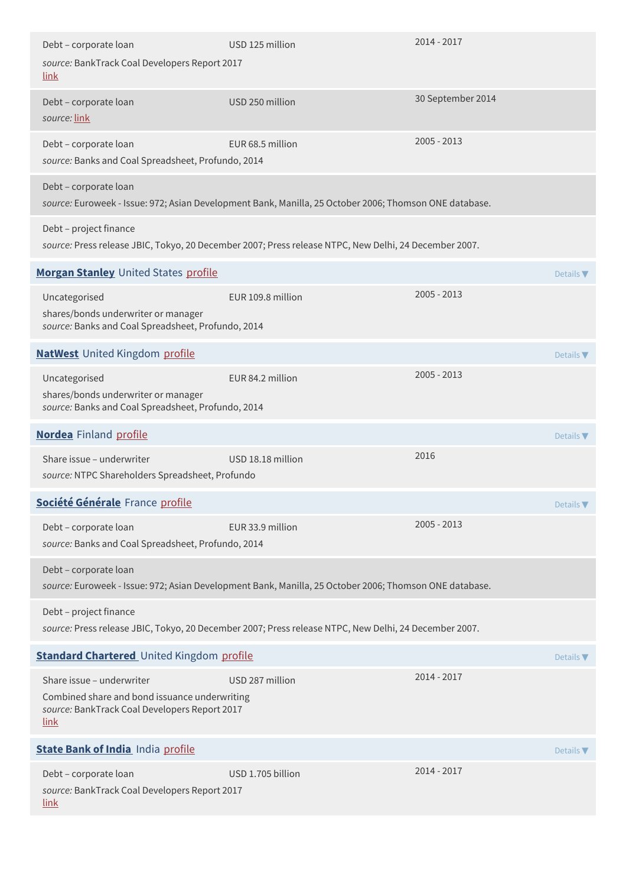Debt – corporate loan | USD 125 million | 2014 - 2017

*source:* BankTrack Coal Developers Report 2017
link

Debt – corporate loan | USD 250 million | 30 September 2014

*source:* link

Debt – corporate loan | EUR 68.5 million | 2005 - 2013

*source:* Banks and Coal Spreadsheet, Profundo, 2014

Debt – corporate loan

*source:* Euroweek - Issue: 972; Asian Development Bank, Manilla, 25 October 2006; Thomson ONE database.

Debt – project finance

*source:* Press release JBIC, Tokyo, 20 December 2007; Press release NTPC, New Delhi, 24 December 2007.

## **Morgan Stanley** United States profile

Details ▼

Uncategorised | EUR 109.8 million | 2005 - 2013

shares/bonds underwriter or manager
*source:* Banks and Coal Spreadsheet, Profundo, 2014

## **NatWest** United Kingdom profile

Details ▼

Uncategorised | EUR 84.2 million | 2005 - 2013

shares/bonds underwriter or manager
*source:* Banks and Coal Spreadsheet, Profundo, 2014

## **Nordea** Finland profile

Details ▼

Share issue – underwriter | USD 18.18 million | 2016

*source:* NTPC Shareholders Spreadsheet, Profundo

## **Société Générale** France profile

Details ▼

Debt – corporate loan | EUR 33.9 million | 2005 - 2013

*source:* Banks and Coal Spreadsheet, Profundo, 2014

Debt – corporate loan

*source:* Euroweek - Issue: 972; Asian Development Bank, Manilla, 25 October 2006; Thomson ONE database.

Debt – project finance

*source:* Press release JBIC, Tokyo, 20 December 2007; Press release NTPC, New Delhi, 24 December 2007.

## **Standard Chartered** United Kingdom profile

Details ▼

Share issue – underwriter | USD 287 million | 2014 - 2017

Combined share and bond issuance underwriting
*source:* BankTrack Coal Developers Report 2017
link

## **State Bank of India** India profile

Details ▼

Debt – corporate loan | USD 1.705 billion | 2014 - 2017

*source:* BankTrack Coal Developers Report 2017
link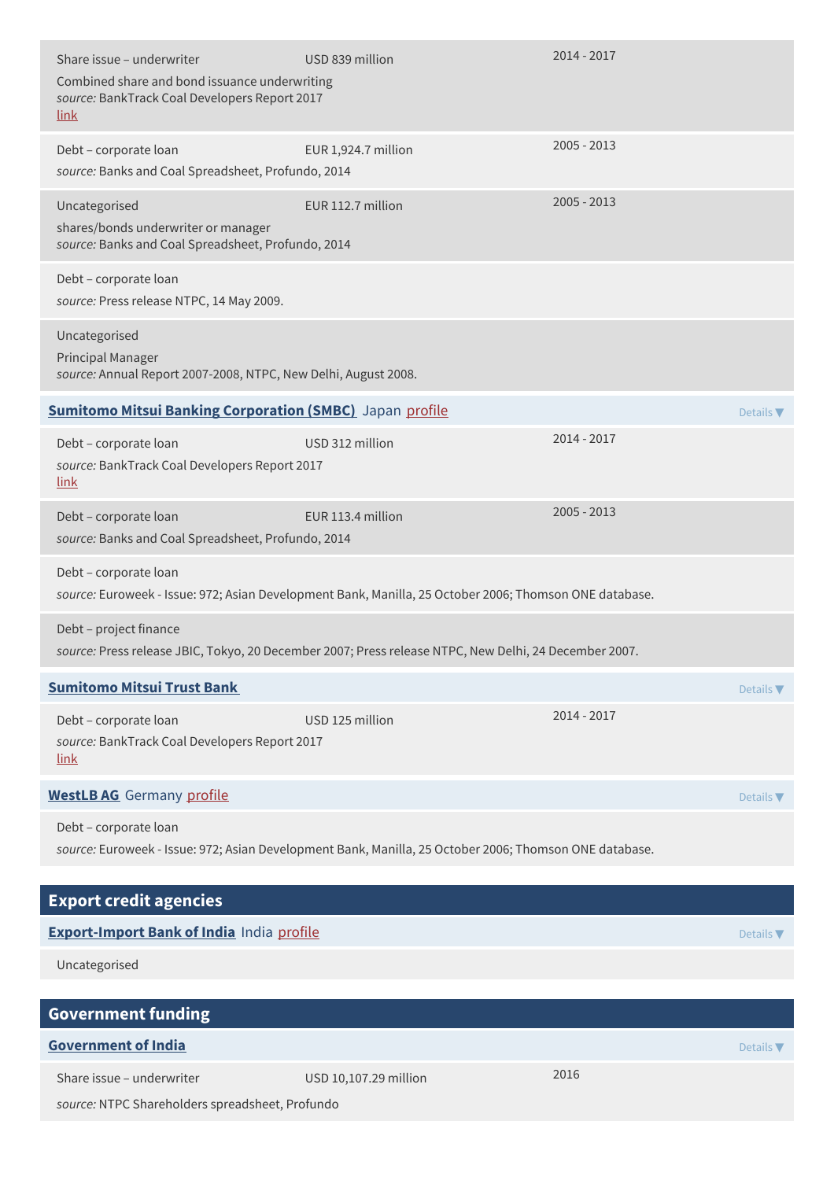| | | |
|---|---|---|
| Share issue – underwriter<br>Combined share and bond issuance underwriting<br>*source:* BankTrack Coal Developers Report 2017<br>link | USD 839 million | 2014 - 2017 |
| Debt – corporate loan<br>*source:* Banks and Coal Spreadsheet, Profundo, 2014 | EUR 1,924.7 million | 2005 - 2013 |
| Uncategorised<br>shares/bonds underwriter or manager<br>*source:* Banks and Coal Spreadsheet, Profundo, 2014 | EUR 112.7 million | 2005 - 2013 |
| Debt – corporate loan<br>*source:* Press release NTPC, 14 May 2009. | | |
| Uncategorised<br>Principal Manager<br>*source:* Annual Report 2007-2008, NTPC, New Delhi, August 2008. | | |

**Sumitomo Mitsui Banking Corporation (SMBC)** Japan profile — Details ▼

| | | |
|---|---|---|
| Debt – corporate loan<br>*source:* BankTrack Coal Developers Report 2017<br>link | USD 312 million | 2014 - 2017 |
| Debt – corporate loan<br>*source:* Banks and Coal Spreadsheet, Profundo, 2014 | EUR 113.4 million | 2005 - 2013 |
| Debt – corporate loan<br>*source:* Euroweek - Issue: 972; Asian Development Bank, Manilla, 25 October 2006; Thomson ONE database. | | |
| Debt – project finance<br>*source:* Press release JBIC, Tokyo, 20 December 2007; Press release NTPC, New Delhi, 24 December 2007. | | |

**Sumitomo Mitsui Trust Bank** — Details ▼

| | | |
|---|---|---|
| Debt – corporate loan<br>*source:* BankTrack Coal Developers Report 2017<br>link | USD 125 million | 2014 - 2017 |

**WestLB AG** Germany profile — Details ▼

| | | |
|---|---|---|
| Debt – corporate loan<br>*source:* Euroweek - Issue: 972; Asian Development Bank, Manilla, 25 October 2006; Thomson ONE database. | | |

## Export credit agencies

**Export-Import Bank of India** India profile — Details ▼

Uncategorised

## Government funding

**Government of India** — Details ▼

| | | |
|---|---|---|
| Share issue – underwriter<br>*source:* NTPC Shareholders spreadsheet, Profundo | USD 10,107.29 million | 2016 |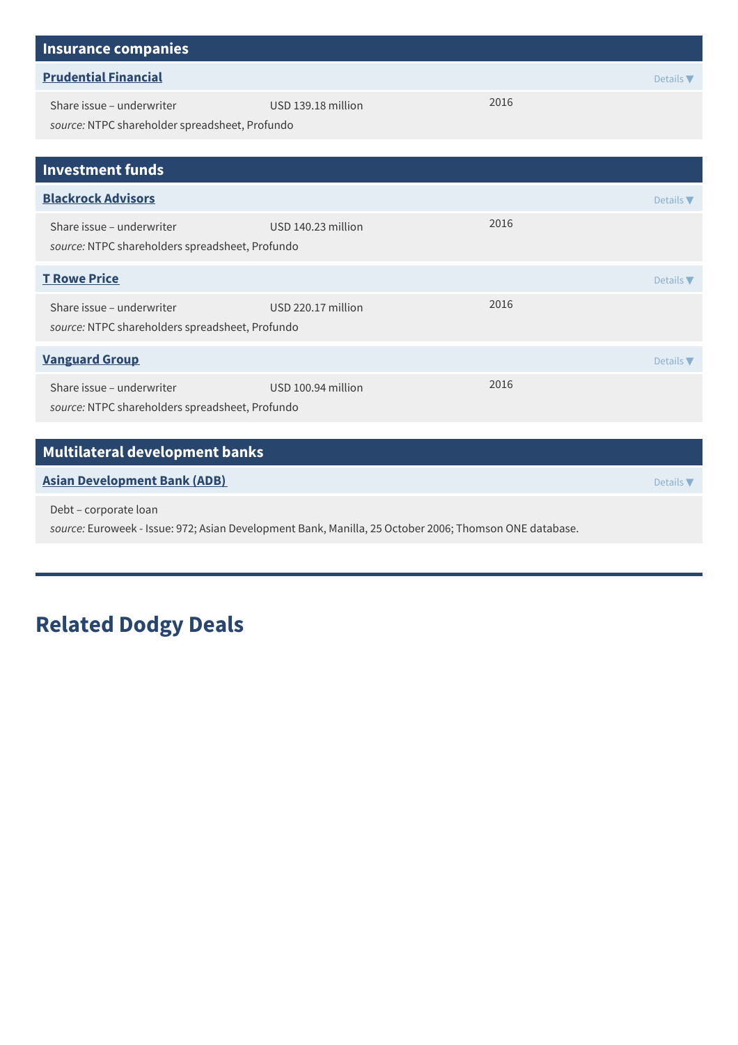## Insurance companies

### Prudential Financial

Details ▼

Share issue – underwriter USD 139.18 million 2016

*source:* NTPC shareholder spreadsheet, Profundo

## Investment funds

### Blackrock Advisors

Details ▼

Share issue – underwriter USD 140.23 million 2016

*source:* NTPC shareholders spreadsheet, Profundo

### T Rowe Price

Details ▼

Share issue – underwriter USD 220.17 million 2016

*source:* NTPC shareholders spreadsheet, Profundo

### Vanguard Group

Details ▼

Share issue – underwriter USD 100.94 million 2016

*source:* NTPC shareholders spreadsheet, Profundo

## Multilateral development banks

### Asian Development Bank (ADB)

Details ▼

Debt – corporate loan

*source:* Euroweek - Issue: 972; Asian Development Bank, Manilla, 25 October 2006; Thomson ONE database.

# Related Dodgy Deals